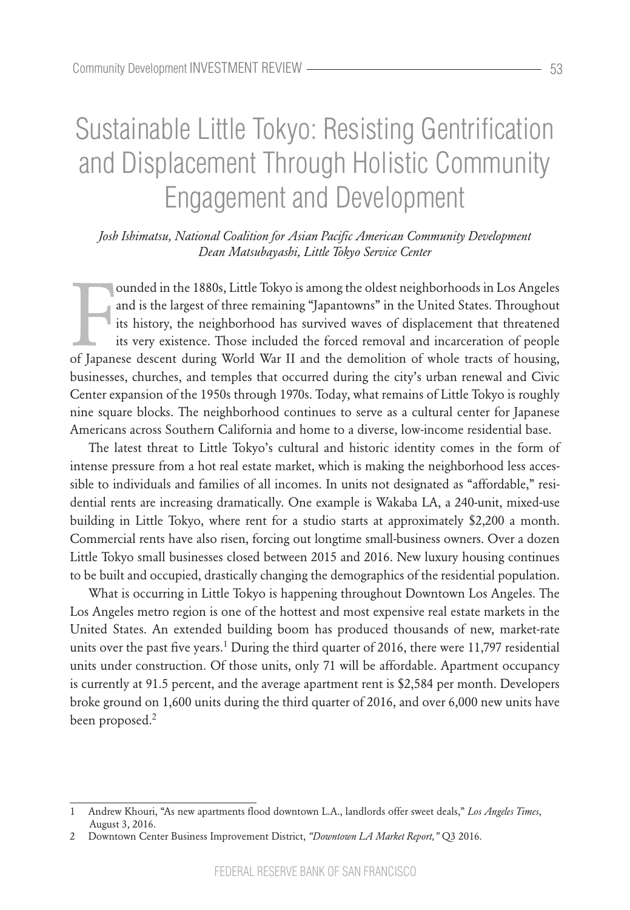# Sustainable Little Tokyo: Resisting Gentrification and Displacement Through Holistic Community Engagement and Development

*Josh Ishimatsu, National Coalition for Asian Pacific American Community Development*
*Dean Matsubayashi, Little Tokyo Service Center*

Founded in the 1880s, Little Tokyo is among the oldest neighborhoods in Los Angeles and is the largest of three remaining "Japantowns" in the United States. Throughout its history, the neighborhood has survived waves of displacement that threatened its very existence. Those included the forced removal and incarceration of people of Japanese descent during World War II and the demolition of whole tracts of housing, businesses, churches, and temples that occurred during the city's urban renewal and Civic Center expansion of the 1950s through 1970s. Today, what remains of Little Tokyo is roughly nine square blocks. The neighborhood continues to serve as a cultural center for Japanese Americans across Southern California and home to a diverse, low-income residential base.

The latest threat to Little Tokyo's cultural and historic identity comes in the form of intense pressure from a hot real estate market, which is making the neighborhood less accessible to individuals and families of all incomes. In units not designated as "affordable," residential rents are increasing dramatically. One example is Wakaba LA, a 240-unit, mixed-use building in Little Tokyo, where rent for a studio starts at approximately $2,200 a month. Commercial rents have also risen, forcing out longtime small-business owners. Over a dozen Little Tokyo small businesses closed between 2015 and 2016. New luxury housing continues to be built and occupied, drastically changing the demographics of the residential population.

What is occurring in Little Tokyo is happening throughout Downtown Los Angeles. The Los Angeles metro region is one of the hottest and most expensive real estate markets in the United States. An extended building boom has produced thousands of new, market-rate units over the past five years.[1] During the third quarter of 2016, there were 11,797 residential units under construction. Of those units, only 71 will be affordable. Apartment occupancy is currently at 91.5 percent, and the average apartment rent is $2,584 per month. Developers broke ground on 1,600 units during the third quarter of 2016, and over 6,000 new units have been proposed.[2]

---

1 Andrew Khouri, "As new apartments flood downtown L.A., landlords offer sweet deals," *Los Angeles Times*, August 3, 2016.

2 Downtown Center Business Improvement District, *"Downtown LA Market Report,"* Q3 2016.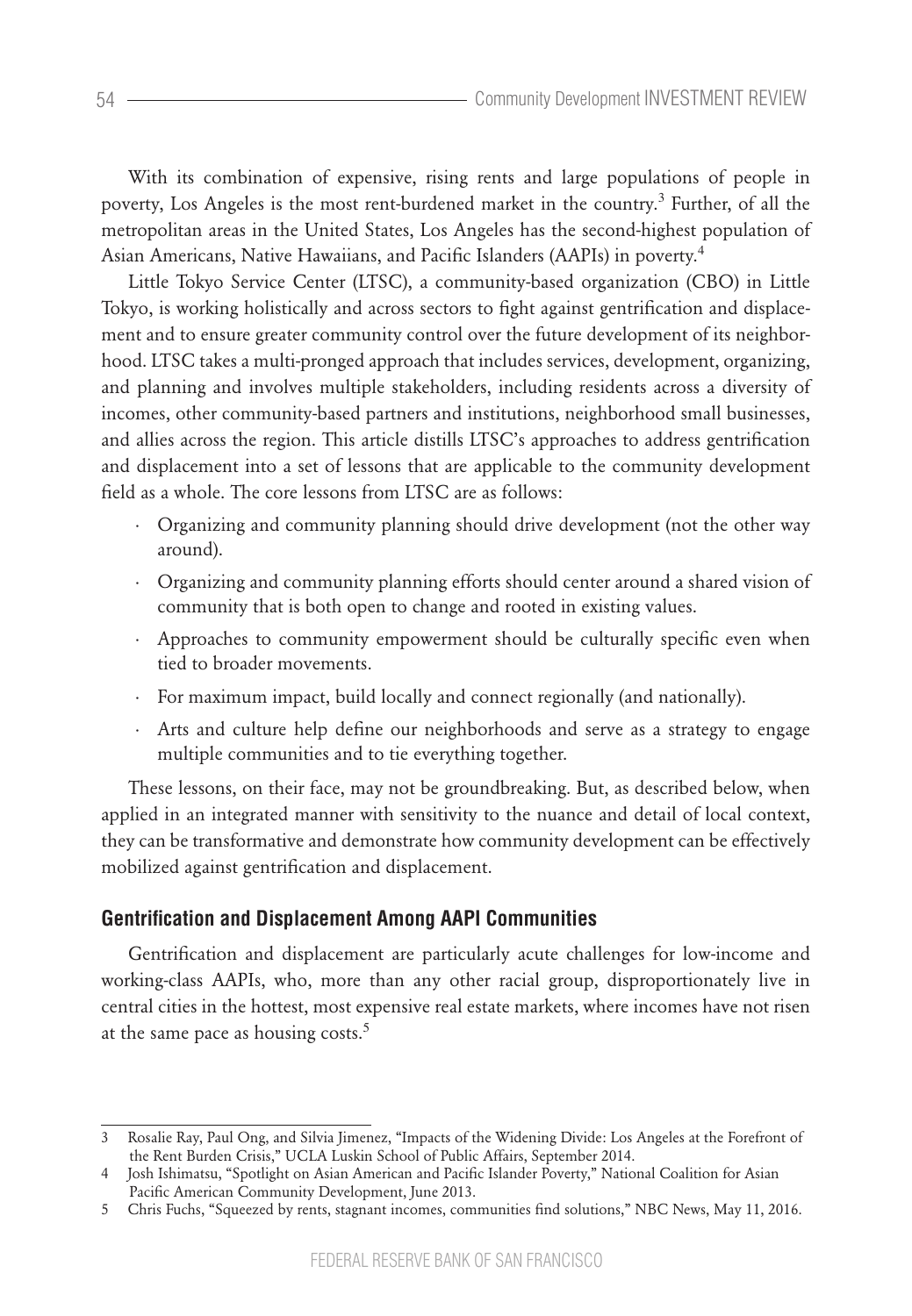With its combination of expensive, rising rents and large populations of people in poverty, Los Angeles is the most rent-burdened market in the country.[3] Further, of all the metropolitan areas in the United States, Los Angeles has the second-highest population of Asian Americans, Native Hawaiians, and Pacific Islanders (AAPIs) in poverty.[4]

Little Tokyo Service Center (LTSC), a community-based organization (CBO) in Little Tokyo, is working holistically and across sectors to fight against gentrification and displacement and to ensure greater community control over the future development of its neighborhood. LTSC takes a multi-pronged approach that includes services, development, organizing, and planning and involves multiple stakeholders, including residents across a diversity of incomes, other community-based partners and institutions, neighborhood small businesses, and allies across the region. This article distills LTSC's approaches to address gentrification and displacement into a set of lessons that are applicable to the community development field as a whole. The core lessons from LTSC are as follows:

- Organizing and community planning should drive development (not the other way around).
- Organizing and community planning efforts should center around a shared vision of community that is both open to change and rooted in existing values.
- Approaches to community empowerment should be culturally specific even when tied to broader movements.
- For maximum impact, build locally and connect regionally (and nationally).
- Arts and culture help define our neighborhoods and serve as a strategy to engage multiple communities and to tie everything together.

These lessons, on their face, may not be groundbreaking. But, as described below, when applied in an integrated manner with sensitivity to the nuance and detail of local context, they can be transformative and demonstrate how community development can be effectively mobilized against gentrification and displacement.

## Gentrification and Displacement Among AAPI Communities

Gentrification and displacement are particularly acute challenges for low-income and working-class AAPIs, who, more than any other racial group, disproportionately live in central cities in the hottest, most expensive real estate markets, where incomes have not risen at the same pace as housing costs.[5]

---

3 Rosalie Ray, Paul Ong, and Silvia Jimenez, "Impacts of the Widening Divide: Los Angeles at the Forefront of the Rent Burden Crisis," UCLA Luskin School of Public Affairs, September 2014.

4 Josh Ishimatsu, "Spotlight on Asian American and Pacific Islander Poverty," National Coalition for Asian Pacific American Community Development, June 2013.

5 Chris Fuchs, "Squeezed by rents, stagnant incomes, communities find solutions," NBC News, May 11, 2016.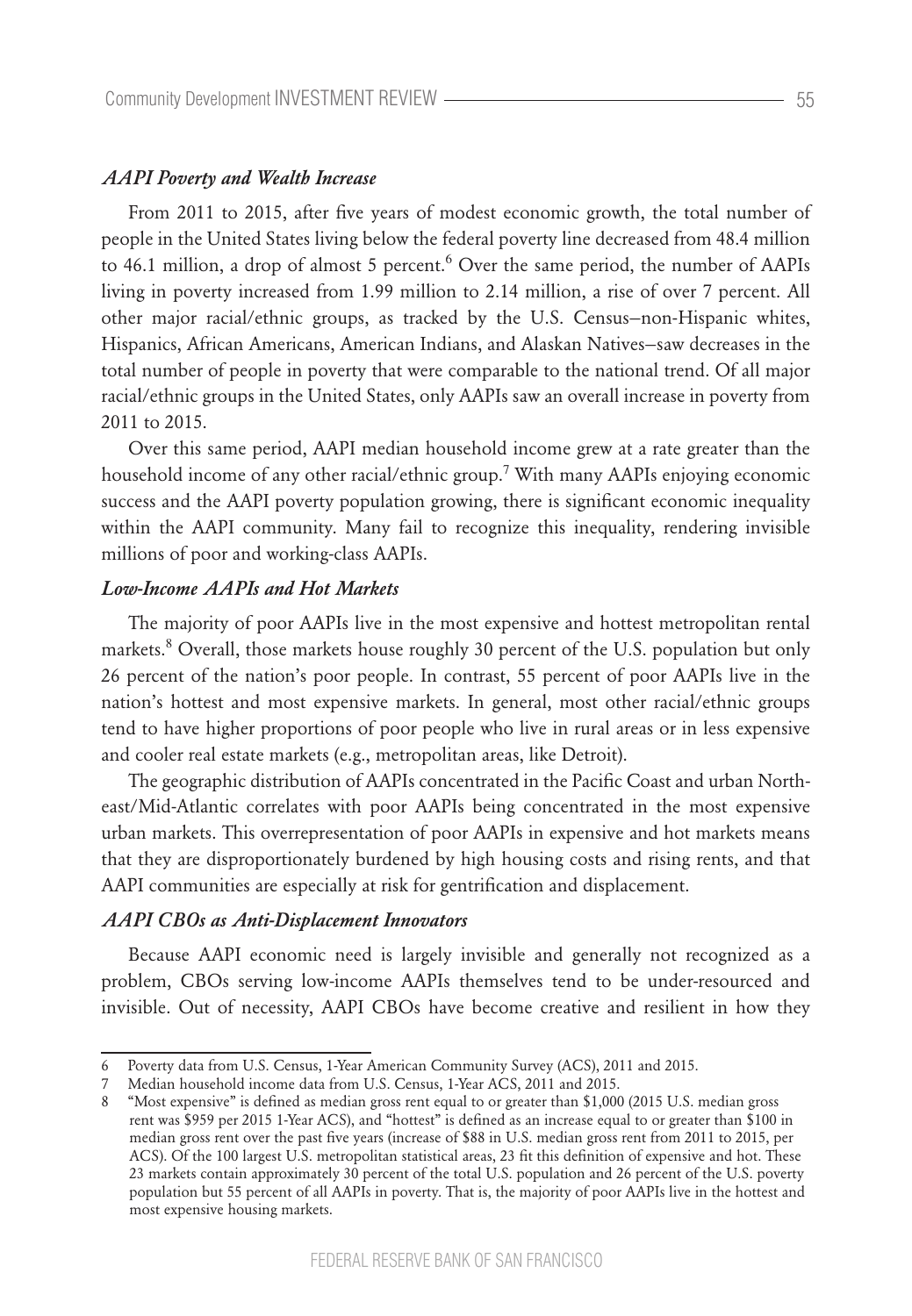### *AAPI Poverty and Wealth Increase*

From 2011 to 2015, after five years of modest economic growth, the total number of people in the United States living below the federal poverty line decreased from 48.4 million to 46.1 million, a drop of almost 5 percent.[6] Over the same period, the number of AAPIs living in poverty increased from 1.99 million to 2.14 million, a rise of over 7 percent. All other major racial/ethnic groups, as tracked by the U.S. Census–non-Hispanic whites, Hispanics, African Americans, American Indians, and Alaskan Natives–saw decreases in the total number of people in poverty that were comparable to the national trend. Of all major racial/ethnic groups in the United States, only AAPIs saw an overall increase in poverty from 2011 to 2015.

Over this same period, AAPI median household income grew at a rate greater than the household income of any other racial/ethnic group.[7] With many AAPIs enjoying economic success and the AAPI poverty population growing, there is significant economic inequality within the AAPI community. Many fail to recognize this inequality, rendering invisible millions of poor and working-class AAPIs.

### *Low-Income AAPIs and Hot Markets*

The majority of poor AAPIs live in the most expensive and hottest metropolitan rental markets.[8] Overall, those markets house roughly 30 percent of the U.S. population but only 26 percent of the nation's poor people. In contrast, 55 percent of poor AAPIs live in the nation's hottest and most expensive markets. In general, most other racial/ethnic groups tend to have higher proportions of poor people who live in rural areas or in less expensive and cooler real estate markets (e.g., metropolitan areas, like Detroit).

The geographic distribution of AAPIs concentrated in the Pacific Coast and urban Northeast/Mid-Atlantic correlates with poor AAPIs being concentrated in the most expensive urban markets. This overrepresentation of poor AAPIs in expensive and hot markets means that they are disproportionately burdened by high housing costs and rising rents, and that AAPI communities are especially at risk for gentrification and displacement.

### *AAPI CBOs as Anti-Displacement Innovators*

Because AAPI economic need is largely invisible and generally not recognized as a problem, CBOs serving low-income AAPIs themselves tend to be under-resourced and invisible. Out of necessity, AAPI CBOs have become creative and resilient in how they

---

6 Poverty data from U.S. Census, 1-Year American Community Survey (ACS), 2011 and 2015.

7 Median household income data from U.S. Census, 1-Year ACS, 2011 and 2015.

8 "Most expensive" is defined as median gross rent equal to or greater than $1,000 (2015 U.S. median gross rent was $959 per 2015 1-Year ACS), and "hottest" is defined as an increase equal to or greater than $100 in median gross rent over the past five years (increase of $88 in U.S. median gross rent from 2011 to 2015, per ACS). Of the 100 largest U.S. metropolitan statistical areas, 23 fit this definition of expensive and hot. These 23 markets contain approximately 30 percent of the total U.S. population and 26 percent of the U.S. poverty population but 55 percent of all AAPIs in poverty. That is, the majority of poor AAPIs live in the hottest and most expensive housing markets.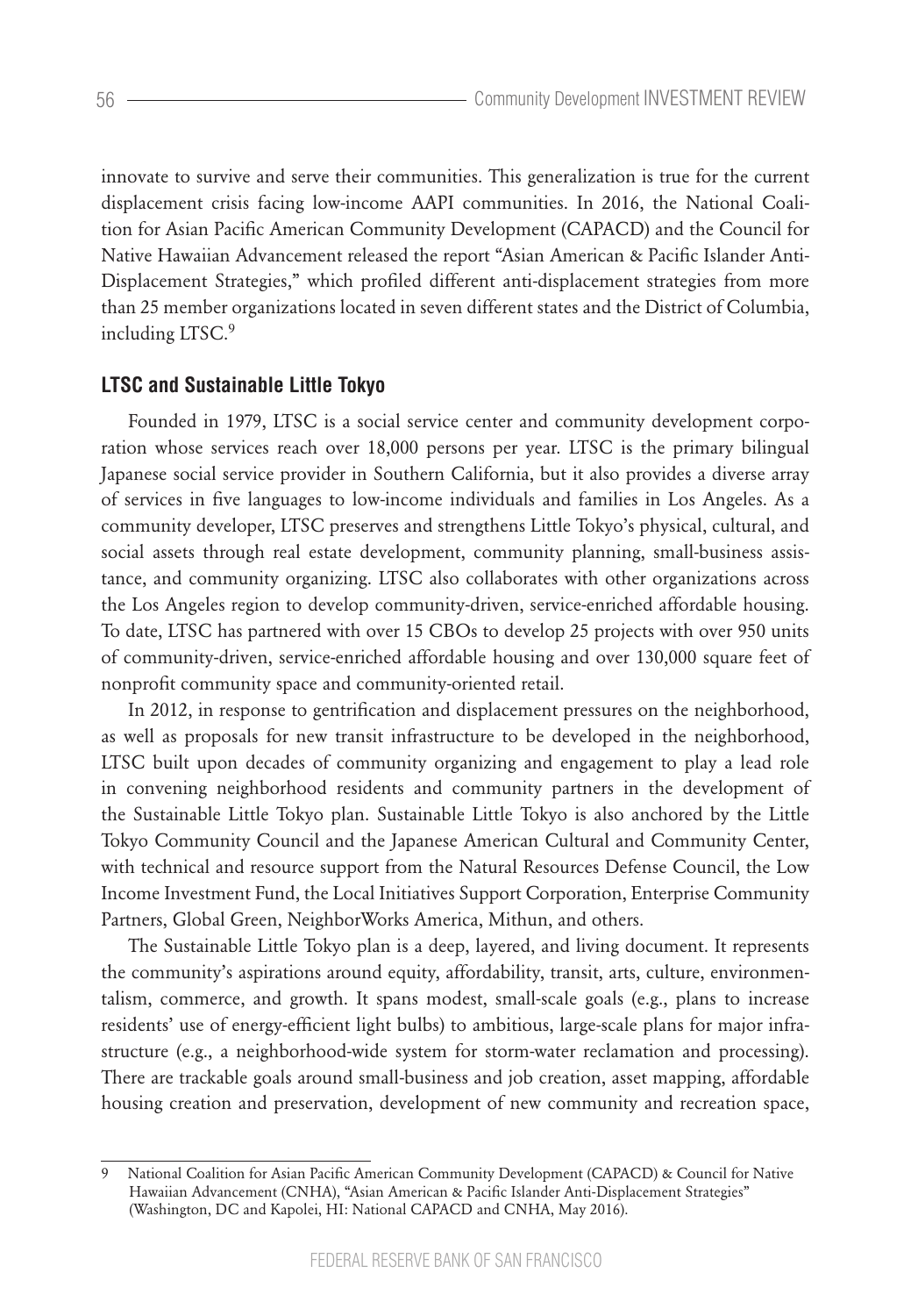innovate to survive and serve their communities. This generalization is true for the current displacement crisis facing low-income AAPI communities. In 2016, the National Coalition for Asian Pacific American Community Development (CAPACD) and the Council for Native Hawaiian Advancement released the report "Asian American & Pacific Islander Anti-Displacement Strategies," which profiled different anti-displacement strategies from more than 25 member organizations located in seven different states and the District of Columbia, including LTSC.[9]

## LTSC and Sustainable Little Tokyo

Founded in 1979, LTSC is a social service center and community development corporation whose services reach over 18,000 persons per year. LTSC is the primary bilingual Japanese social service provider in Southern California, but it also provides a diverse array of services in five languages to low-income individuals and families in Los Angeles. As a community developer, LTSC preserves and strengthens Little Tokyo's physical, cultural, and social assets through real estate development, community planning, small-business assistance, and community organizing. LTSC also collaborates with other organizations across the Los Angeles region to develop community-driven, service-enriched affordable housing. To date, LTSC has partnered with over 15 CBOs to develop 25 projects with over 950 units of community-driven, service-enriched affordable housing and over 130,000 square feet of nonprofit community space and community-oriented retail.

In 2012, in response to gentrification and displacement pressures on the neighborhood, as well as proposals for new transit infrastructure to be developed in the neighborhood, LTSC built upon decades of community organizing and engagement to play a lead role in convening neighborhood residents and community partners in the development of the Sustainable Little Tokyo plan. Sustainable Little Tokyo is also anchored by the Little Tokyo Community Council and the Japanese American Cultural and Community Center, with technical and resource support from the Natural Resources Defense Council, the Low Income Investment Fund, the Local Initiatives Support Corporation, Enterprise Community Partners, Global Green, NeighborWorks America, Mithun, and others.

The Sustainable Little Tokyo plan is a deep, layered, and living document. It represents the community's aspirations around equity, affordability, transit, arts, culture, environmentalism, commerce, and growth. It spans modest, small-scale goals (e.g., plans to increase residents' use of energy-efficient light bulbs) to ambitious, large-scale plans for major infrastructure (e.g., a neighborhood-wide system for storm-water reclamation and processing). There are trackable goals around small-business and job creation, asset mapping, affordable housing creation and preservation, development of new community and recreation space,

9 National Coalition for Asian Pacific American Community Development (CAPACD) & Council for Native Hawaiian Advancement (CNHA), "Asian American & Pacific Islander Anti-Displacement Strategies" (Washington, DC and Kapolei, HI: National CAPACD and CNHA, May 2016).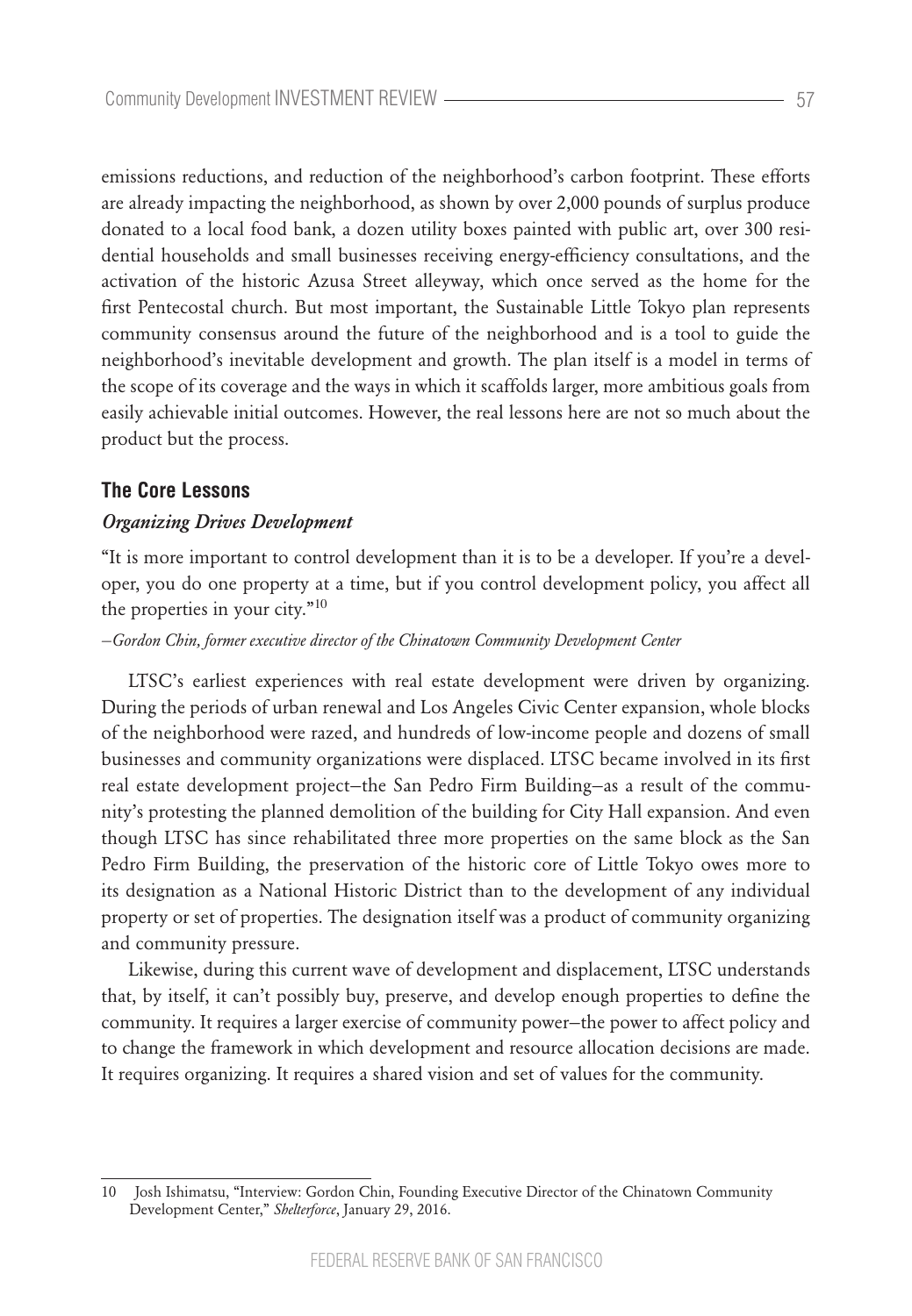emissions reductions, and reduction of the neighborhood's carbon footprint. These efforts are already impacting the neighborhood, as shown by over 2,000 pounds of surplus produce donated to a local food bank, a dozen utility boxes painted with public art, over 300 residential households and small businesses receiving energy-efficiency consultations, and the activation of the historic Azusa Street alleyway, which once served as the home for the first Pentecostal church. But most important, the Sustainable Little Tokyo plan represents community consensus around the future of the neighborhood and is a tool to guide the neighborhood's inevitable development and growth. The plan itself is a model in terms of the scope of its coverage and the ways in which it scaffolds larger, more ambitious goals from easily achievable initial outcomes. However, the real lessons here are not so much about the product but the process.

## The Core Lessons

### *Organizing Drives Development*

"It is more important to control development than it is to be a developer. If you're a developer, you do one property at a time, but if you control development policy, you affect all the properties in your city."[10]

*–Gordon Chin, former executive director of the Chinatown Community Development Center*

LTSC's earliest experiences with real estate development were driven by organizing. During the periods of urban renewal and Los Angeles Civic Center expansion, whole blocks of the neighborhood were razed, and hundreds of low-income people and dozens of small businesses and community organizations were displaced. LTSC became involved in its first real estate development project–the San Pedro Firm Building–as a result of the community's protesting the planned demolition of the building for City Hall expansion. And even though LTSC has since rehabilitated three more properties on the same block as the San Pedro Firm Building, the preservation of the historic core of Little Tokyo owes more to its designation as a National Historic District than to the development of any individual property or set of properties. The designation itself was a product of community organizing and community pressure.

Likewise, during this current wave of development and displacement, LTSC understands that, by itself, it can't possibly buy, preserve, and develop enough properties to define the community. It requires a larger exercise of community power–the power to affect policy and to change the framework in which development and resource allocation decisions are made. It requires organizing. It requires a shared vision and set of values for the community.

---

10 Josh Ishimatsu, "Interview: Gordon Chin, Founding Executive Director of the Chinatown Community Development Center," *Shelterforce*, January 29, 2016.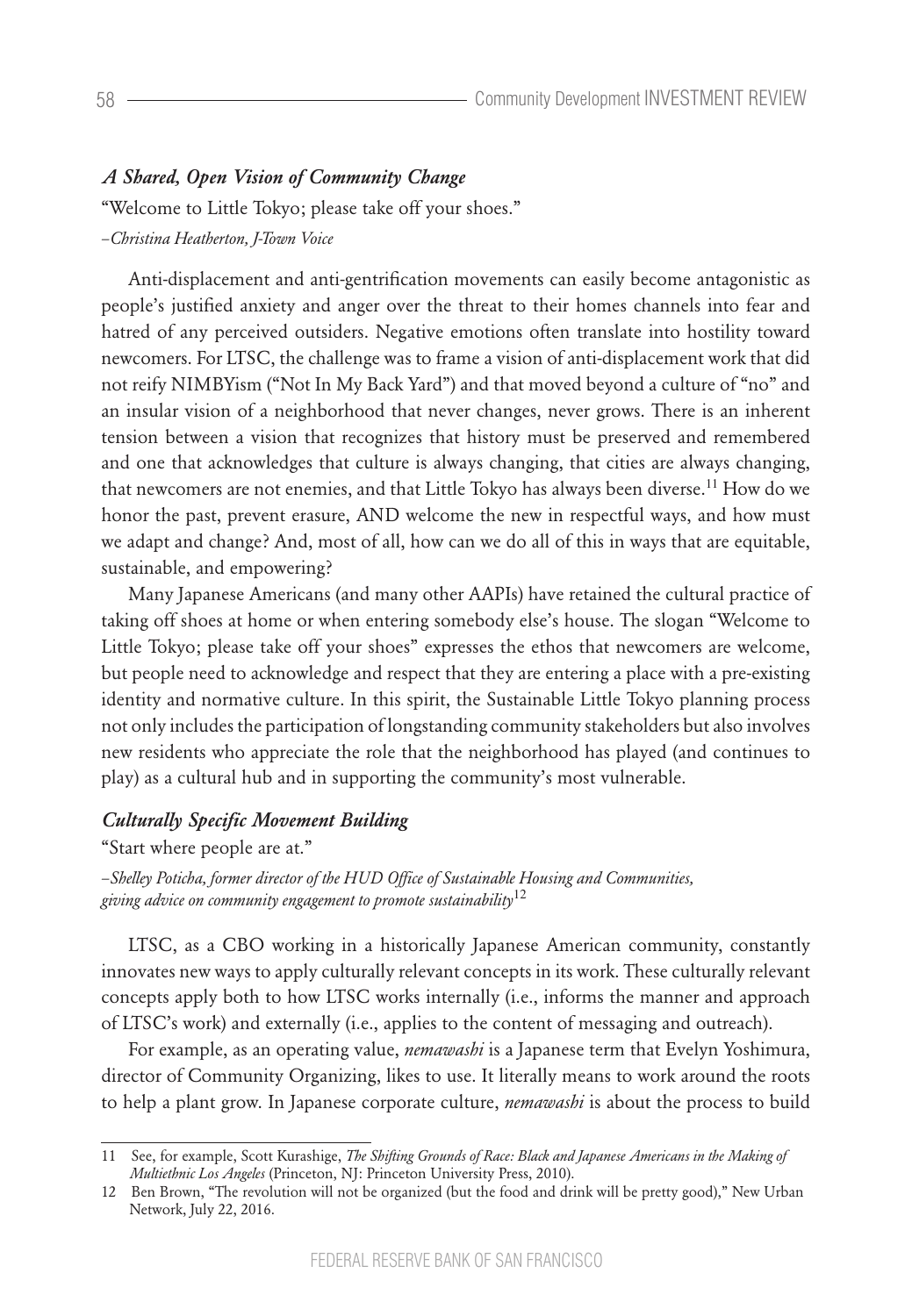### *A Shared, Open Vision of Community Change*

"Welcome to Little Tokyo; please take off your shoes."

*–Christina Heatherton, J-Town Voice*

Anti-displacement and anti-gentrification movements can easily become antagonistic as people's justified anxiety and anger over the threat to their homes channels into fear and hatred of any perceived outsiders. Negative emotions often translate into hostility toward newcomers. For LTSC, the challenge was to frame a vision of anti-displacement work that did not reify NIMBYism ("Not In My Back Yard") and that moved beyond a culture of "no" and an insular vision of a neighborhood that never changes, never grows. There is an inherent tension between a vision that recognizes that history must be preserved and remembered and one that acknowledges that culture is always changing, that cities are always changing, that newcomers are not enemies, and that Little Tokyo has always been diverse.[11] How do we honor the past, prevent erasure, AND welcome the new in respectful ways, and how must we adapt and change? And, most of all, how can we do all of this in ways that are equitable, sustainable, and empowering?

Many Japanese Americans (and many other AAPIs) have retained the cultural practice of taking off shoes at home or when entering somebody else's house. The slogan "Welcome to Little Tokyo; please take off your shoes" expresses the ethos that newcomers are welcome, but people need to acknowledge and respect that they are entering a place with a pre-existing identity and normative culture. In this spirit, the Sustainable Little Tokyo planning process not only includes the participation of longstanding community stakeholders but also involves new residents who appreciate the role that the neighborhood has played (and continues to play) as a cultural hub and in supporting the community's most vulnerable.

### *Culturally Specific Movement Building*

"Start where people are at."

*–Shelley Poticha, former director of the HUD Office of Sustainable Housing and Communities, giving advice on community engagement to promote sustainability*[12]

LTSC, as a CBO working in a historically Japanese American community, constantly innovates new ways to apply culturally relevant concepts in its work. These culturally relevant concepts apply both to how LTSC works internally (i.e., informs the manner and approach of LTSC's work) and externally (i.e., applies to the content of messaging and outreach).

For example, as an operating value, *nemawashi* is a Japanese term that Evelyn Yoshimura, director of Community Organizing, likes to use. It literally means to work around the roots to help a plant grow. In Japanese corporate culture, *nemawashi* is about the process to build

---

11 See, for example, Scott Kurashige, *The Shifting Grounds of Race: Black and Japanese Americans in the Making of Multiethnic Los Angeles* (Princeton, NJ: Princeton University Press, 2010).

12 Ben Brown, "The revolution will not be organized (but the food and drink will be pretty good)," New Urban Network, July 22, 2016.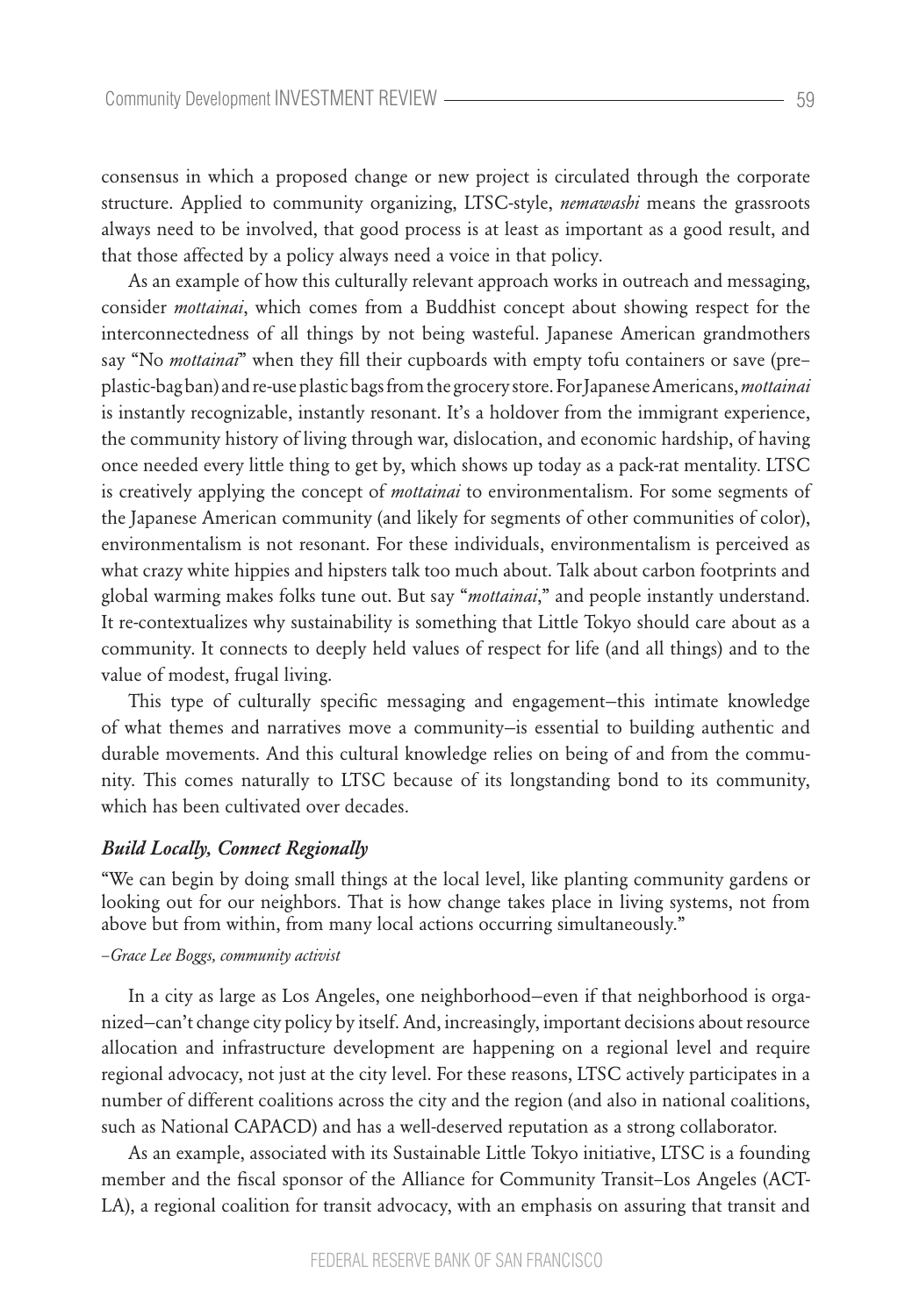consensus in which a proposed change or new project is circulated through the corporate structure. Applied to community organizing, LTSC-style, *nemawashi* means the grassroots always need to be involved, that good process is at least as important as a good result, and that those affected by a policy always need a voice in that policy.

As an example of how this culturally relevant approach works in outreach and messaging, consider *mottainai*, which comes from a Buddhist concept about showing respect for the interconnectedness of all things by not being wasteful. Japanese American grandmothers say "No *mottainai*" when they fill their cupboards with empty tofu containers or save (pre–plastic-bag ban) and re-use plastic bags from the grocery store. For Japanese Americans, *mottainai* is instantly recognizable, instantly resonant. It's a holdover from the immigrant experience, the community history of living through war, dislocation, and economic hardship, of having once needed every little thing to get by, which shows up today as a pack-rat mentality. LTSC is creatively applying the concept of *mottainai* to environmentalism. For some segments of the Japanese American community (and likely for segments of other communities of color), environmentalism is not resonant. For these individuals, environmentalism is perceived as what crazy white hippies and hipsters talk too much about. Talk about carbon footprints and global warming makes folks tune out. But say "*mottainai*," and people instantly understand. It re-contextualizes why sustainability is something that Little Tokyo should care about as a community. It connects to deeply held values of respect for life (and all things) and to the value of modest, frugal living.

This type of culturally specific messaging and engagement–this intimate knowledge of what themes and narratives move a community–is essential to building authentic and durable movements. And this cultural knowledge relies on being of and from the community. This comes naturally to LTSC because of its longstanding bond to its community, which has been cultivated over decades.

### *Build Locally, Connect Regionally*

"We can begin by doing small things at the local level, like planting community gardens or looking out for our neighbors. That is how change takes place in living systems, not from above but from within, from many local actions occurring simultaneously."

*–Grace Lee Boggs, community activist*

In a city as large as Los Angeles, one neighborhood–even if that neighborhood is organized–can't change city policy by itself. And, increasingly, important decisions about resource allocation and infrastructure development are happening on a regional level and require regional advocacy, not just at the city level. For these reasons, LTSC actively participates in a number of different coalitions across the city and the region (and also in national coalitions, such as National CAPACD) and has a well-deserved reputation as a strong collaborator.

As an example, associated with its Sustainable Little Tokyo initiative, LTSC is a founding member and the fiscal sponsor of the Alliance for Community Transit–Los Angeles (ACT-LA), a regional coalition for transit advocacy, with an emphasis on assuring that transit and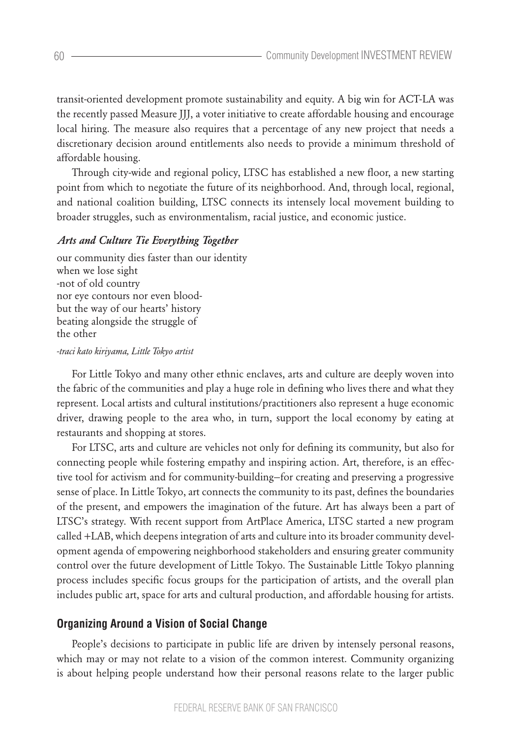transit-oriented development promote sustainability and equity. A big win for ACT-LA was the recently passed Measure JJJ, a voter initiative to create affordable housing and encourage local hiring. The measure also requires that a percentage of any new project that needs a discretionary decision around entitlements also needs to provide a minimum threshold of affordable housing.

Through city-wide and regional policy, LTSC has established a new floor, a new starting point from which to negotiate the future of its neighborhood. And, through local, regional, and national coalition building, LTSC connects its intensely local movement building to broader struggles, such as environmentalism, racial justice, and economic justice.

### *Arts and Culture Tie Everything Together*

our community dies faster than our identity  
when we lose sight  
-not of old country  
nor eye contours nor even blood-  
but the way of our hearts' history  
beating alongside the struggle of  
the other

*-traci kato kiriyama, Little Tokyo artist*

For Little Tokyo and many other ethnic enclaves, arts and culture are deeply woven into the fabric of the communities and play a huge role in defining who lives there and what they represent. Local artists and cultural institutions/practitioners also represent a huge economic driver, drawing people to the area who, in turn, support the local economy by eating at restaurants and shopping at stores.

For LTSC, arts and culture are vehicles not only for defining its community, but also for connecting people while fostering empathy and inspiring action. Art, therefore, is an effective tool for activism and for community-building–for creating and preserving a progressive sense of place. In Little Tokyo, art connects the community to its past, defines the boundaries of the present, and empowers the imagination of the future. Art has always been a part of LTSC's strategy. With recent support from ArtPlace America, LTSC started a new program called +LAB, which deepens integration of arts and culture into its broader community development agenda of empowering neighborhood stakeholders and ensuring greater community control over the future development of Little Tokyo. The Sustainable Little Tokyo planning process includes specific focus groups for the participation of artists, and the overall plan includes public art, space for arts and cultural production, and affordable housing for artists.

## Organizing Around a Vision of Social Change

People's decisions to participate in public life are driven by intensely personal reasons, which may or may not relate to a vision of the common interest. Community organizing is about helping people understand how their personal reasons relate to the larger public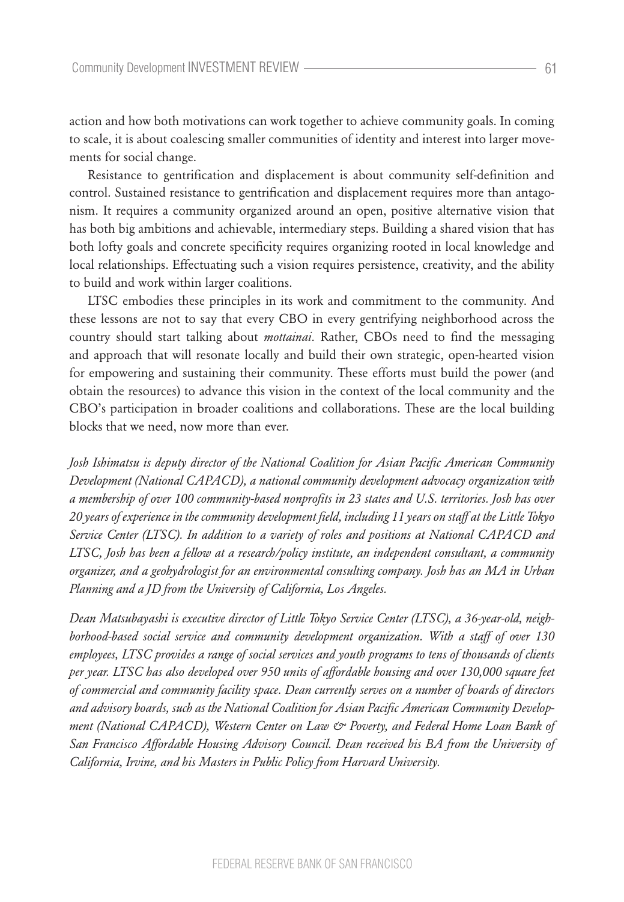action and how both motivations can work together to achieve community goals. In coming to scale, it is about coalescing smaller communities of identity and interest into larger movements for social change.

Resistance to gentrification and displacement is about community self-definition and control. Sustained resistance to gentrification and displacement requires more than antagonism. It requires a community organized around an open, positive alternative vision that has both big ambitions and achievable, intermediary steps. Building a shared vision that has both lofty goals and concrete specificity requires organizing rooted in local knowledge and local relationships. Effectuating such a vision requires persistence, creativity, and the ability to build and work within larger coalitions.

LTSC embodies these principles in its work and commitment to the community. And these lessons are not to say that every CBO in every gentrifying neighborhood across the country should start talking about *mottainai*. Rather, CBOs need to find the messaging and approach that will resonate locally and build their own strategic, open-hearted vision for empowering and sustaining their community. These efforts must build the power (and obtain the resources) to advance this vision in the context of the local community and the CBO's participation in broader coalitions and collaborations. These are the local building blocks that we need, now more than ever.

*Josh Ishimatsu is deputy director of the National Coalition for Asian Pacific American Community Development (National CAPACD), a national community development advocacy organization with a membership of over 100 community-based nonprofits in 23 states and U.S. territories. Josh has over 20 years of experience in the community development field, including 11 years on staff at the Little Tokyo Service Center (LTSC). In addition to a variety of roles and positions at National CAPACD and LTSC, Josh has been a fellow at a research/policy institute, an independent consultant, a community organizer, and a geohydrologist for an environmental consulting company. Josh has an MA in Urban Planning and a JD from the University of California, Los Angeles.*

*Dean Matsubayashi is executive director of Little Tokyo Service Center (LTSC), a 36-year-old, neighborhood-based social service and community development organization. With a staff of over 130 employees, LTSC provides a range of social services and youth programs to tens of thousands of clients per year. LTSC has also developed over 950 units of affordable housing and over 130,000 square feet of commercial and community facility space. Dean currently serves on a number of boards of directors and advisory boards, such as the National Coalition for Asian Pacific American Community Development (National CAPACD), Western Center on Law & Poverty, and Federal Home Loan Bank of San Francisco Affordable Housing Advisory Council. Dean received his BA from the University of California, Irvine, and his Masters in Public Policy from Harvard University.*